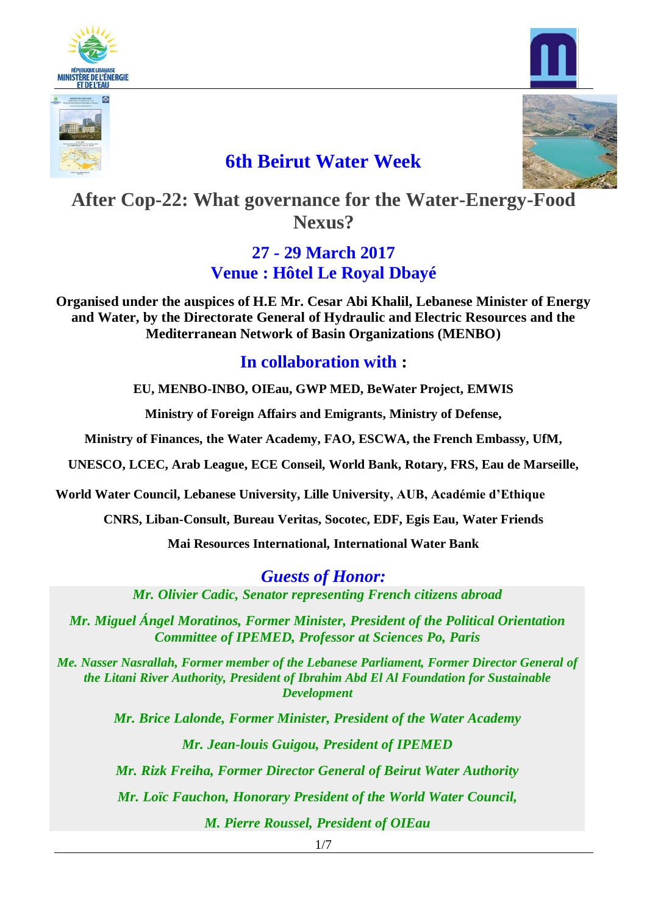# 6th Beirut Water Week

## After Cop-22: What governance for the Water-Energy-Food Nexus?

### 27 - 29 March 2017
### Venue : Hôtel Le Royal Dbayé

**Organised under the auspices of H.E Mr. Cesar Abi Khalil, Lebanese Minister of Energy and Water, by the Directorate General of Hydraulic and Electric Resources and the Mediterranean Network of Basin Organizations (MENBO)**

### In collaboration with :

**EU, MENBO-INBO, OIEau, GWP MED, BeWater Project, EMWIS**

**Ministry of Foreign Affairs and Emigrants, Ministry of Defense,**

**Ministry of Finances, the Water Academy, FAO, ESCWA, the French Embassy, UfM,**

**UNESCO, LCEC, Arab League, ECE Conseil, World Bank, Rotary, FRS, Eau de Marseille,**

**World Water Council, Lebanese University, Lille University, AUB, Académie d'Ethique**

**CNRS, Liban-Consult, Bureau Veritas, Socotec, EDF, Egis Eau, Water Friends**

**Mai Resources International, International Water Bank**

### *Guests of Honor:*

***Mr. Olivier Cadic, Senator representing French citizens abroad***

***Mr. Miguel Ángel Moratinos, Former Minister, President of the Political Orientation Committee of IPEMED, Professor at Sciences Po, Paris***

***Me. Nasser Nasrallah, Former member of the Lebanese Parliament, Former Director General of the Litani River Authority, President of Ibrahim Abd El Al Foundation for Sustainable Development***

***Mr. Brice Lalonde, Former Minister, President of the Water Academy***

***Mr. Jean-louis Guigou, President of IPEMED***

***Mr. Rizk Freiha, Former Director General of Beirut Water Authority***

***Mr. Loïc Fauchon, Honorary President of the World Water Council,***

***M. Pierre Roussel, President of OIEau***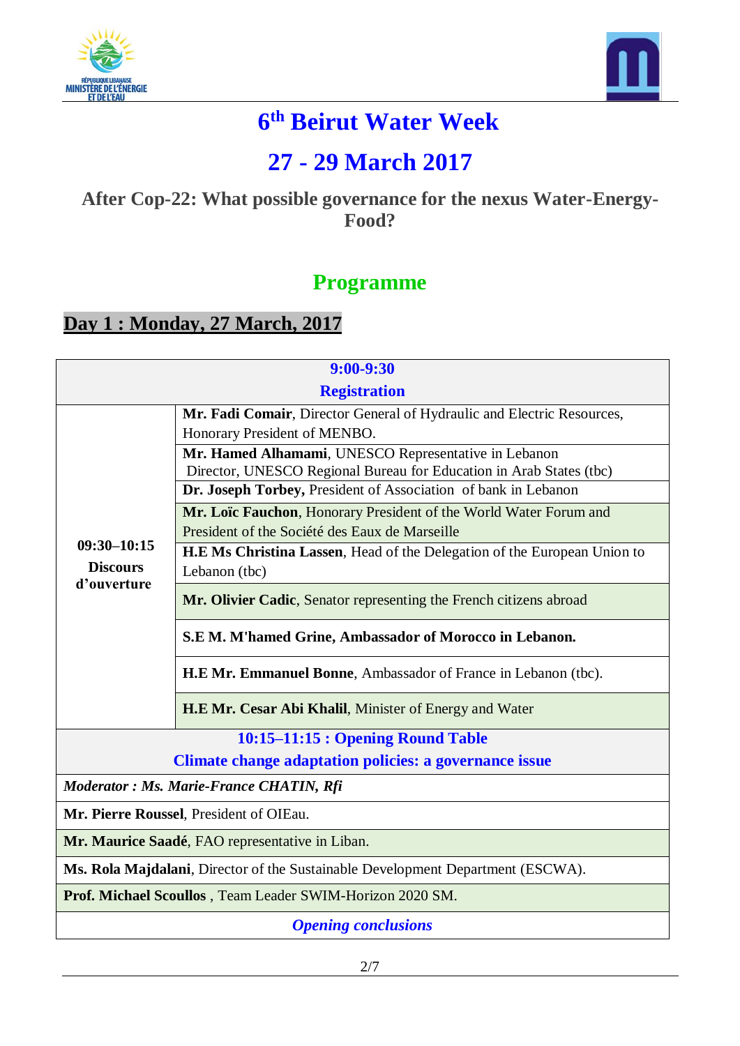# 6th Beirut Water Week

# 27 - 29 March 2017

### After Cop-22: What possible governance for the nexus Water-Energy-Food?

## Programme

## Day 1 : Monday, 27 March, 2017

| 9:00-9:30 Registration | |
|---|---|
| **09:30–10:15 Discours d'ouverture** | **Mr. Fadi Comair**, Director General of Hydraulic and Electric Resources, Honorary President of MENBO. |
| | **Mr. Hamed Alhamami**, UNESCO Representative in Lebanon Director, UNESCO Regional Bureau for Education in Arab States (tbc) |
| | **Dr. Joseph Torbey,** President of Association of bank in Lebanon |
| | **Mr. Loïc Fauchon**, Honorary President of the World Water Forum and President of the Société des Eaux de Marseille |
| | **H.E Ms Christina Lassen**, Head of the Delegation of the European Union to Lebanon (tbc) |
| | **Mr. Olivier Cadic**, Senator representing the French citizens abroad |
| | **S.E M. M'hamed Grine, Ambassador of Morocco in Lebanon.** |
| | **H.E Mr. Emmanuel Bonne**, Ambassador of France in Lebanon (tbc). |
| | **H.E Mr. Cesar Abi Khalil**, Minister of Energy and Water |
| **10:15–11:15 : Opening Round Table Climate change adaptation policies: a governance issue** | |
| ***Moderator : Ms. Marie-France CHATIN, Rfi*** | |
| **Mr. Pierre Roussel**, President of OIEau. | |
| **Mr. Maurice Saadé**, FAO representative in Liban. | |
| **Ms. Rola Majdalani**, Director of the Sustainable Development Department (ESCWA). | |
| **Prof. Michael Scoullos** , Team Leader SWIM-Horizon 2020 SM. | |
| ***Opening conclusions*** | |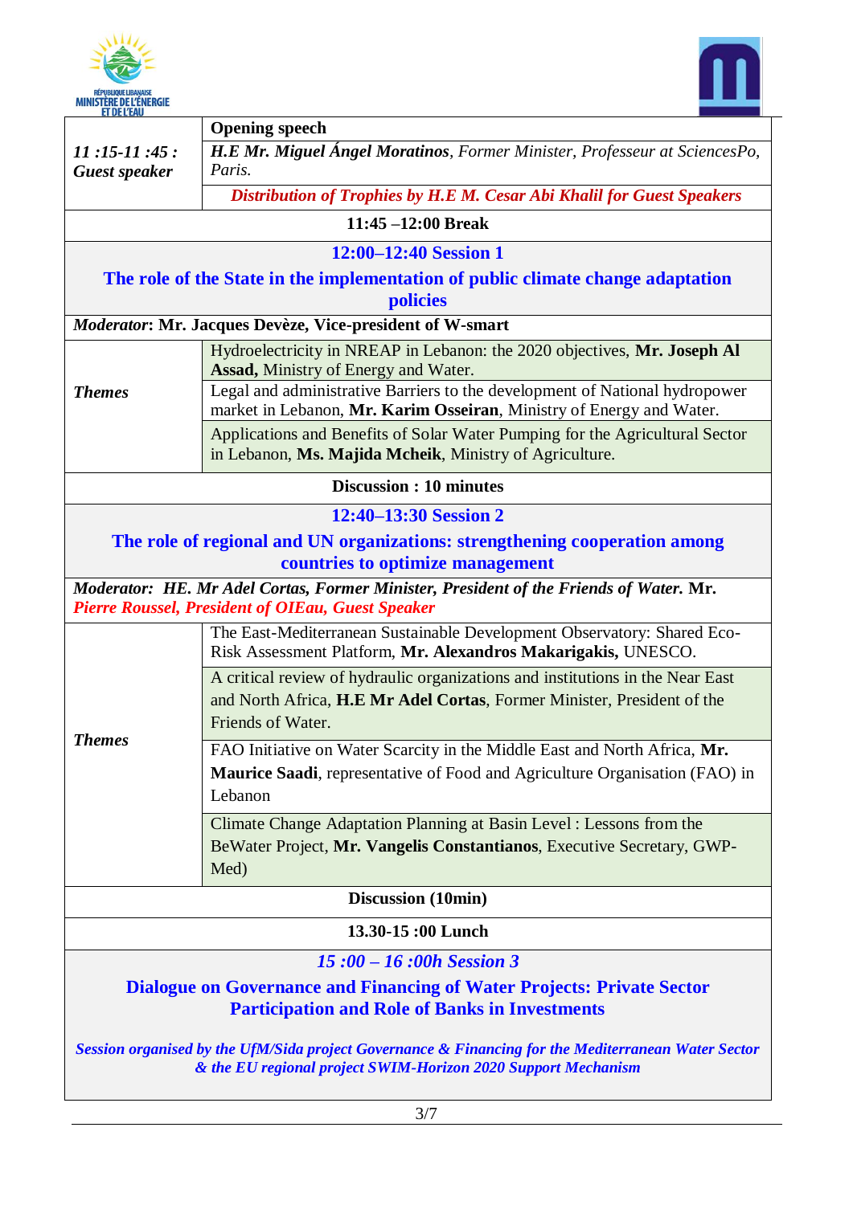| | |
|---|---|
| *11 :15-11 :45 : Guest speaker* | **Opening speech** |
| | ***H.E Mr. Miguel Ángel Moratinos****, Former Minister, Professeur at SciencesPo, Paris.* |
| | ***Distribution of Trophies by H.E M. Cesar Abi Khalil for Guest Speakers*** |
| **11:45 –12:00 Break** | |
| **12:00–12:40 Session 1** **The role of the State in the implementation of public climate change adaptation policies** | |
| ***Moderator*****: Mr. Jacques Devèze, Vice-president of W-smart** | |
| ***Themes*** | Hydroelectricity in NREAP in Lebanon: the 2020 objectives, **Mr. Joseph Al Assad,** Ministry of Energy and Water. |
| | Legal and administrative Barriers to the development of National hydropower market in Lebanon, **Mr. Karim Osseiran**, Ministry of Energy and Water. |
| | Applications and Benefits of Solar Water Pumping for the Agricultural Sector in Lebanon, **Ms. Majida Mcheik**, Ministry of Agriculture. |
| **Discussion : 10 minutes** | |
| **12:40–13:30 Session 2** **The role of regional and UN organizations: strengthening cooperation among countries to optimize management** | |
| ***Moderator: HE. Mr Adel Cortas, Former Minister, President of the Friends of Water.* Mr. *Pierre Roussel, President of OIEau, Guest Speaker*** | |
| ***Themes*** | The East-Mediterranean Sustainable Development Observatory: Shared Eco-Risk Assessment Platform, **Mr. Alexandros Makarigakis,** UNESCO. |
| | A critical review of hydraulic organizations and institutions in the Near East and North Africa, **H.E Mr Adel Cortas**, Former Minister, President of the Friends of Water. |
| | FAO Initiative on Water Scarcity in the Middle East and North Africa, **Mr. Maurice Saadi**, representative of Food and Agriculture Organisation (FAO) in Lebanon |
| | Climate Change Adaptation Planning at Basin Level : Lessons from the BeWater Project, **Mr. Vangelis Constantianos**, Executive Secretary, GWP-Med) |
| **Discussion (10min)** | |
| **13.30-15 :00 Lunch** | |
| ***15 :00 – 16 :00h Session 3*** **Dialogue on Governance and Financing of Water Projects: Private Sector Participation and Role of Banks in Investments** ***Session organised by the UfM/Sida project Governance & Financing for the Mediterranean Water Sector & the EU regional project SWIM-Horizon 2020 Support Mechanism*** | |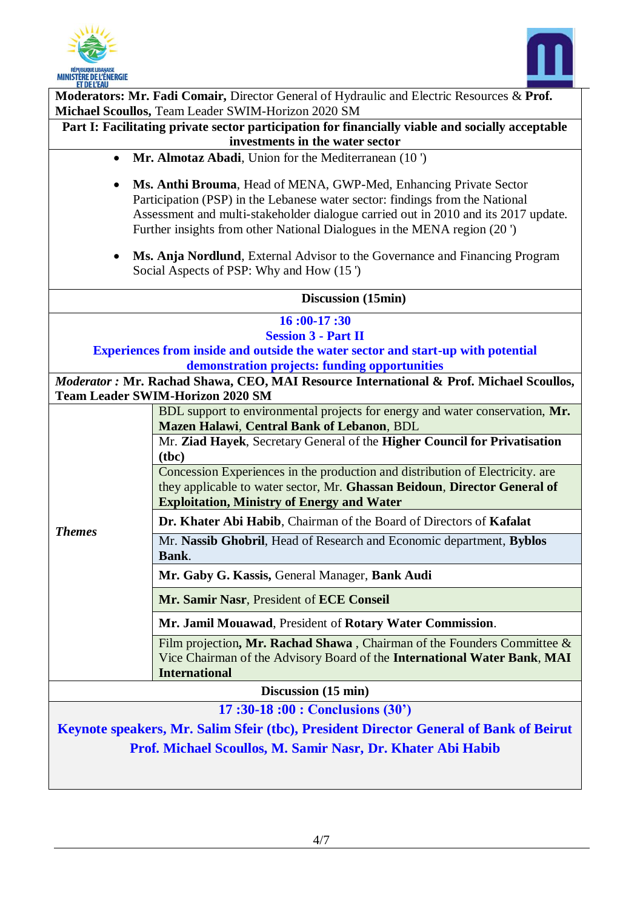**Moderators: Mr. Fadi Comair,** Director General of Hydraulic and Electric Resources & **Prof. Michael Scoullos,** Team Leader SWIM-Horizon 2020 SM

**Part I: Facilitating private sector participation for financially viable and socially acceptable investments in the water sector**

- **Mr. Almotaz Abadi**, Union for the Mediterranean (10 ')
- **Ms. Anthi Brouma**, Head of MENA, GWP-Med, Enhancing Private Sector Participation (PSP) in the Lebanese water sector: findings from the National Assessment and multi-stakeholder dialogue carried out in 2010 and its 2017 update. Further insights from other National Dialogues in the MENA region (20 ')
- **Ms. Anja Nordlund**, External Advisor to the Governance and Financing Program Social Aspects of PSP: Why and How (15 ')

**Discussion (15min)**

**16 :00-17 :30**

**Session 3 - Part II**

**Experiences from inside and outside the water sector and start-up with potential demonstration projects: funding opportunities**

***Moderator :*** **Mr. Rachad Shawa, CEO, MAI Resource International & Prof. Michael Scoullos, Team Leader SWIM-Horizon 2020 SM**

| | |
|---|---|
| ***Themes*** | BDL support to environmental projects for energy and water conservation, **Mr. Mazen Halawi**, **Central Bank of Lebanon**, BDL |
| | Mr. **Ziad Hayek**, Secretary General of the **Higher Council for Privatisation (tbc)** |
| | Concession Experiences in the production and distribution of Electricity. are they applicable to water sector, Mr. **Ghassan Beidoun**, **Director General of Exploitation, Ministry of Energy and Water** |
| | **Dr. Khater Abi Habib**, Chairman of the Board of Directors of **Kafalat** |
| | Mr. **Nassib Ghobril**, Head of Research and Economic department, **Byblos Bank**. |
| | **Mr. Gaby G. Kassis,** General Manager, **Bank Audi** |
| | **Mr. Samir Nasr**, President of **ECE Conseil** |
| | **Mr. Jamil Mouawad**, President of **Rotary Water Commission**. |
| | Film projection**, Mr. Rachad Shawa** , Chairman of the Founders Committee & Vice Chairman of the Advisory Board of the **International Water Bank**, **MAI International** |

**Discussion (15 min)**

**17 :30-18 :00 : Conclusions (30')**

**Keynote speakers, Mr. Salim Sfeir (tbc), President Director General of Bank of Beirut**

**Prof. Michael Scoullos, M. Samir Nasr, Dr. Khater Abi Habib**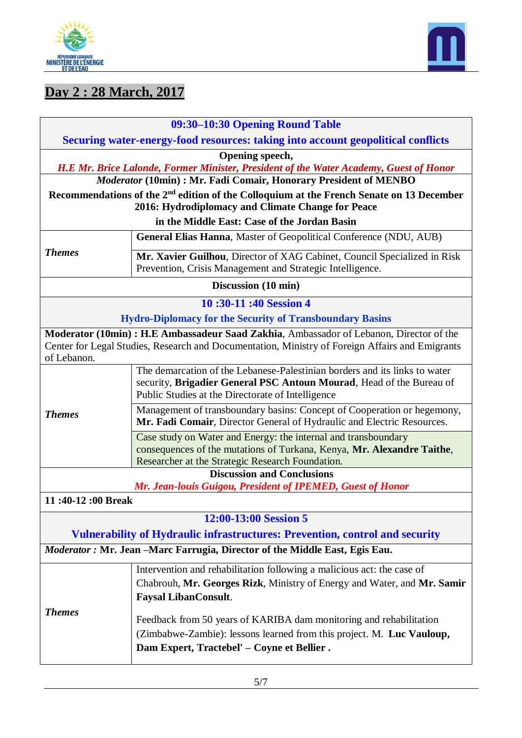## Day 2 : 28 March, 2017

| | |
|---|---|
| **09:30–10:30 Opening Round Table**<br>**Securing water-energy-food resources: taking into account geopolitical conflicts** | |
| **Opening speech,**<br>***H.E Mr. Brice Lalonde, Former Minister, President of the Water Academy, Guest of Honor*** | |
| ***Moderator* (10min) : Mr. Fadi Comair, Honorary President of MENBO**<br>**Recommendations of the 2nd edition of the Colloquium at the French Senate on 13 December 2016: Hydrodiplomacy and Climate Change for Peace in the Middle East: Case of the Jordan Basin** | |
| ***Themes*** | **General Elias Hanna**, Master of Geopolitical Conference (NDU, AUB) |
| | **Mr. Xavier Guilhou**, Director of XAG Cabinet, Council Specialized in Risk Prevention, Crisis Management and Strategic Intelligence. |
| **Discussion (10 min)** | |
| **10 :30-11 :40 Session 4**<br>**Hydro-Diplomacy for the Security of Transboundary Basins** | |
| **Moderator (10min) : H.E Ambassadeur Saad Zakhia**, Ambassador of Lebanon, Director of the Center for Legal Studies, Research and Documentation, Ministry of Foreign Affairs and Emigrants of Lebanon. | |
| ***Themes*** | The demarcation of the Lebanese-Palestinian borders and its links to water security, **Brigadier General PSC Antoun Mourad**, Head of the Bureau of Public Studies at the Directorate of Intelligence |
| | Management of transboundary basins: Concept of Cooperation or hegemony, **Mr. Fadi Comair**, Director General of Hydraulic and Electric Resources. |
| | Case study on Water and Energy: the internal and transboundary consequences of the mutations of Turkana, Kenya, **Mr. Alexandre Taithe**, Researcher at the Strategic Research Foundation. |
| **Discussion and Conclusions**<br>***Mr. Jean-louis Guigou, President of IPEMED, Guest of Honor*** | |
| **11 :40-12 :00 Break** | |
| **12:00-13:00 Session 5**<br>**Vulnerability of Hydraulic infrastructures: Prevention, control and security** | |
| ***Moderator :* Mr. Jean –Marc Farrugia, Director of the Middle East, Egis Eau.** | |
| ***Themes*** | Intervention and rehabilitation following a malicious act: the case of Chabrouh, **Mr. Georges Rizk**, Ministry of Energy and Water, and **Mr. Samir Faysal LibanConsult**.<br><br>Feedback from 50 years of KARIBA dam monitoring and rehabilitation (Zimbabwe-Zambie): lessons learned from this project. M. **Luc Vauloup, Dam Expert, Tractebel' – Coyne et Bellier .** |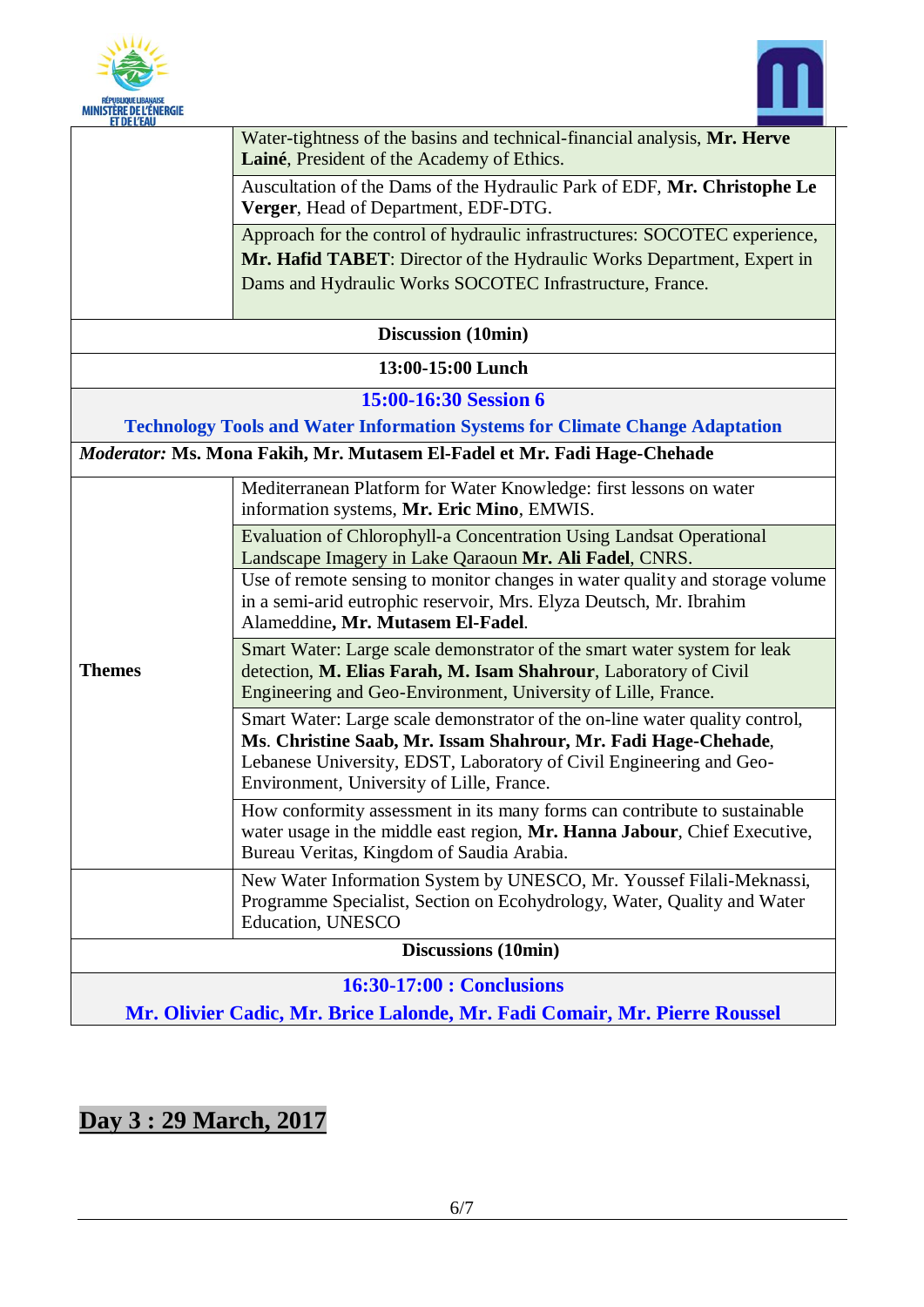| | |
|---|---|
| | Water-tightness of the basins and technical-financial analysis, **Mr. Herve Lainé**, President of the Academy of Ethics. |
| | Auscultation of the Dams of the Hydraulic Park of EDF, **Mr. Christophe Le Verger**, Head of Department, EDF-DTG. |
| | Approach for the control of hydraulic infrastructures: SOCOTEC experience, **Mr. Hafid TABET**: Director of the Hydraulic Works Department, Expert in Dams and Hydraulic Works SOCOTEC Infrastructure, France. |
| **Discussion (10min)** | |
| **13:00-15:00 Lunch** | |
| **15:00-16:30 Session 6** **Technology Tools and Water Information Systems for Climate Change Adaptation** | |
| ***Moderator:*** **Ms. Mona Fakih, Mr. Mutasem El-Fadel et Mr. Fadi Hage-Chehade** | |
| **Themes** | Mediterranean Platform for Water Knowledge: first lessons on water information systems, **Mr. Eric Mino**, EMWIS. |
| | Evaluation of Chlorophyll-a Concentration Using Landsat Operational Landscape Imagery in Lake Qaraoun **Mr. Ali Fadel**, CNRS. |
| | Use of remote sensing to monitor changes in water quality and storage volume in a semi-arid eutrophic reservoir, Mrs. Elyza Deutsch, Mr. Ibrahim Alameddine**, Mr. Mutasem El-Fadel**. |
| | Smart Water: Large scale demonstrator of the smart water system for leak detection, **M. Elias Farah, M. Isam Shahrour**, Laboratory of Civil Engineering and Geo-Environment, University of Lille, France. |
| | Smart Water: Large scale demonstrator of the on-line water quality control, **Ms**. **Christine Saab, Mr. Issam Shahrour, Mr. Fadi Hage-Chehade**, Lebanese University, EDST, Laboratory of Civil Engineering and Geo-Environment, University of Lille, France. |
| | How conformity assessment in its many forms can contribute to sustainable water usage in the middle east region, **Mr. Hanna Jabour**, Chief Executive, Bureau Veritas, Kingdom of Saudia Arabia. |
| | New Water Information System by UNESCO, Mr. Youssef Filali-Meknassi, Programme Specialist, Section on Ecohydrology, Water, Quality and Water Education, UNESCO |
| **Discussions (10min)** | |
| **16:30-17:00 : Conclusions** **Mr. Olivier Cadic, Mr. Brice Lalonde, Mr. Fadi Comair, Mr. Pierre Roussel** | |

## Day 3 : 29 March, 2017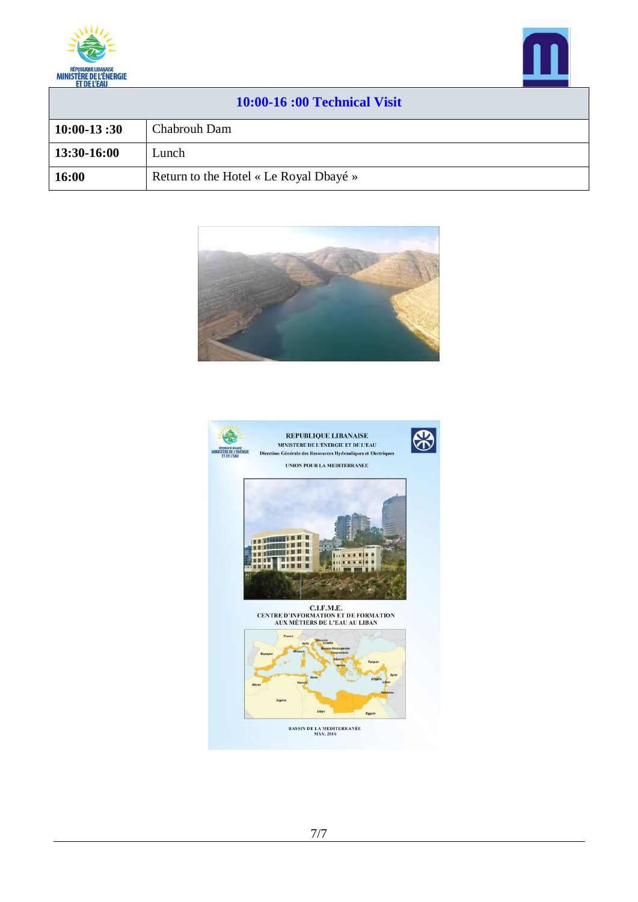| 10:00-16 :00 Technical Visit | |
|---|---|
| **10:00-13 :30** | Chabrouh Dam |
| **13:30-16:00** | Lunch |
| **16:00** | Return to the Hotel « Le Royal Dbayé » |